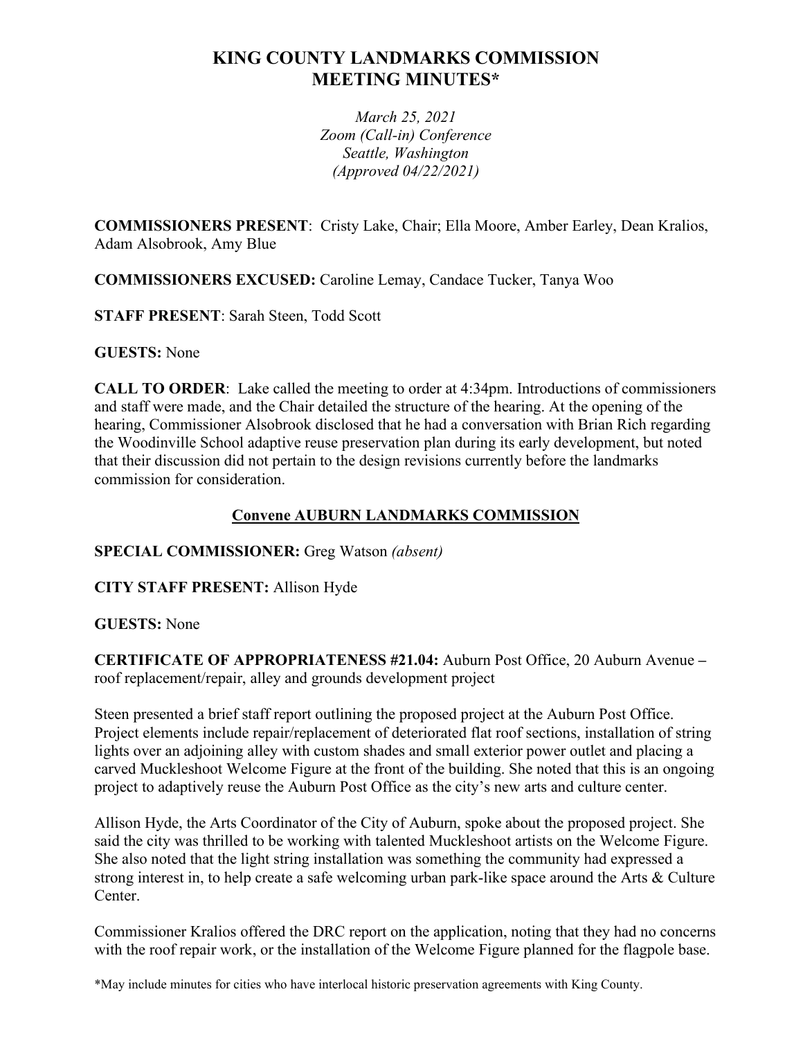# KING COUNTY LANDMARKS COMMISSION MEETING MINUTES*

*March 25, 2021*
*Zoom (Call-in) Conference*
*Seattle, Washington*
*(Approved 04/22/2021)*

**COMMISSIONERS PRESENT**: Cristy Lake, Chair; Ella Moore, Amber Earley, Dean Kralios, Adam Alsobrook, Amy Blue

**COMMISSIONERS EXCUSED:** Caroline Lemay, Candace Tucker, Tanya Woo

**STAFF PRESENT**: Sarah Steen, Todd Scott

**GUESTS:** None

**CALL TO ORDER**: Lake called the meeting to order at 4:34pm. Introductions of commissioners and staff were made, and the Chair detailed the structure of the hearing. At the opening of the hearing, Commissioner Alsobrook disclosed that he had a conversation with Brian Rich regarding the Woodinville School adaptive reuse preservation plan during its early development, but noted that their discussion did not pertain to the design revisions currently before the landmarks commission for consideration.

## Convene AUBURN LANDMARKS COMMISSION

**SPECIAL COMMISSIONER:** Greg Watson *(absent)*

**CITY STAFF PRESENT:** Allison Hyde

**GUESTS:** None

**CERTIFICATE OF APPROPRIATENESS #21.04:** Auburn Post Office, 20 Auburn Avenue – roof replacement/repair, alley and grounds development project

Steen presented a brief staff report outlining the proposed project at the Auburn Post Office. Project elements include repair/replacement of deteriorated flat roof sections, installation of string lights over an adjoining alley with custom shades and small exterior power outlet and placing a carved Muckleshoot Welcome Figure at the front of the building. She noted that this is an ongoing project to adaptively reuse the Auburn Post Office as the city's new arts and culture center.

Allison Hyde, the Arts Coordinator of the City of Auburn, spoke about the proposed project. She said the city was thrilled to be working with talented Muckleshoot artists on the Welcome Figure. She also noted that the light string installation was something the community had expressed a strong interest in, to help create a safe welcoming urban park-like space around the Arts & Culture Center.

Commissioner Kralios offered the DRC report on the application, noting that they had no concerns with the roof repair work, or the installation of the Welcome Figure planned for the flagpole base.

*May include minutes for cities who have interlocal historic preservation agreements with King County.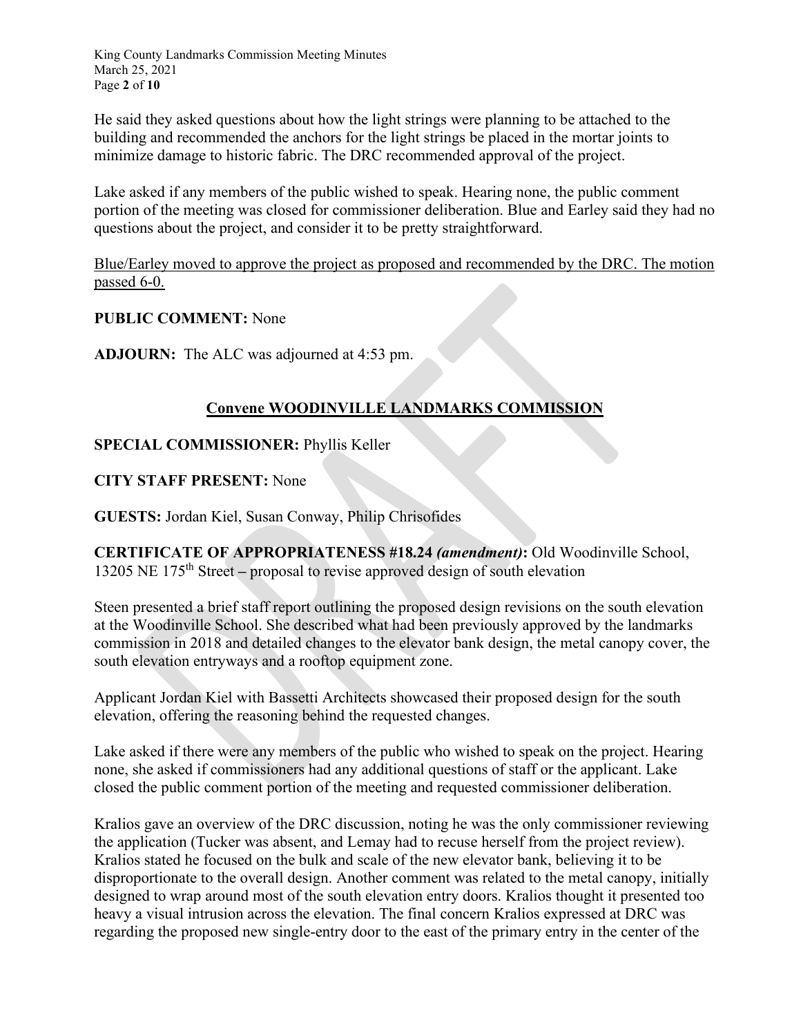He said they asked questions about how the light strings were planning to be attached to the building and recommended the anchors for the light strings be placed in the mortar joints to minimize damage to historic fabric. The DRC recommended approval of the project.

Lake asked if any members of the public wished to speak. Hearing none, the public comment portion of the meeting was closed for commissioner deliberation. Blue and Earley said they had no questions about the project, and consider it to be pretty straightforward.

<u>Blue/Earley moved to approve the project as proposed and recommended by the DRC. The motion passed 6-0.</u>

**PUBLIC COMMENT:** None

**ADJOURN:** The ALC was adjourned at 4:53 pm.

## <u>Convene WOODINVILLE LANDMARKS COMMISSION</u>

**SPECIAL COMMISSIONER:** Phyllis Keller

**CITY STAFF PRESENT:** None

**GUESTS:** Jordan Kiel, Susan Conway, Philip Chrisofides

**CERTIFICATE OF APPROPRIATENESS #18.24** ***(amendment)*****:** Old Woodinville School, 13205 NE 175th Street **–** proposal to revise approved design of south elevation

Steen presented a brief staff report outlining the proposed design revisions on the south elevation at the Woodinville School. She described what had been previously approved by the landmarks commission in 2018 and detailed changes to the elevator bank design, the metal canopy cover, the south elevation entryways and a rooftop equipment zone.

Applicant Jordan Kiel with Bassetti Architects showcased their proposed design for the south elevation, offering the reasoning behind the requested changes.

Lake asked if there were any members of the public who wished to speak on the project. Hearing none, she asked if commissioners had any additional questions of staff or the applicant. Lake closed the public comment portion of the meeting and requested commissioner deliberation.

Kralios gave an overview of the DRC discussion, noting he was the only commissioner reviewing the application (Tucker was absent, and Lemay had to recuse herself from the project review). Kralios stated he focused on the bulk and scale of the new elevator bank, believing it to be disproportionate to the overall design. Another comment was related to the metal canopy, initially designed to wrap around most of the south elevation entry doors. Kralios thought it presented too heavy a visual intrusion across the elevation. The final concern Kralios expressed at DRC was regarding the proposed new single-entry door to the east of the primary entry in the center of the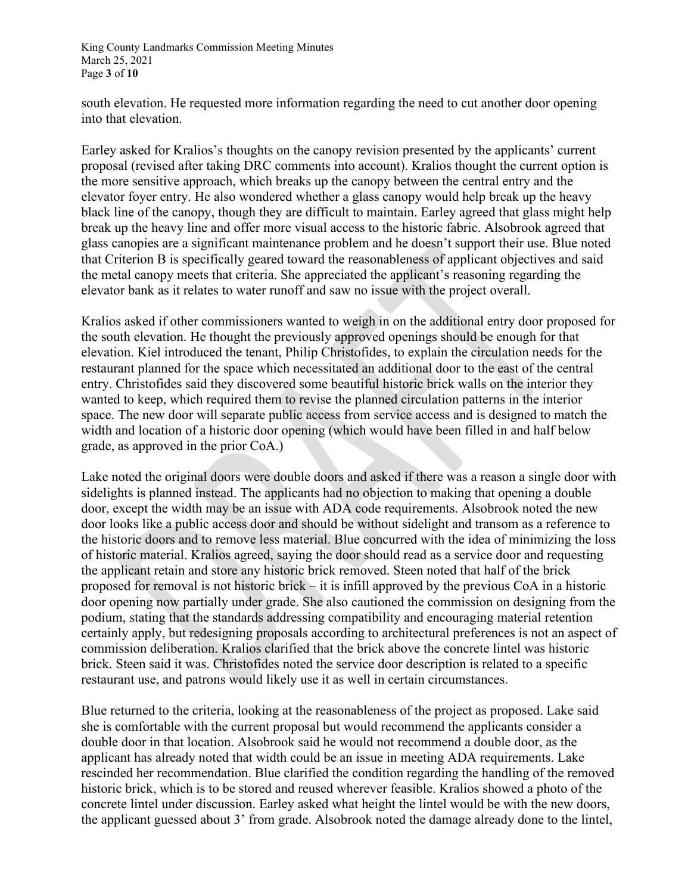south elevation. He requested more information regarding the need to cut another door opening into that elevation.

Earley asked for Kralios's thoughts on the canopy revision presented by the applicants' current proposal (revised after taking DRC comments into account). Kralios thought the current option is the more sensitive approach, which breaks up the canopy between the central entry and the elevator foyer entry. He also wondered whether a glass canopy would help break up the heavy black line of the canopy, though they are difficult to maintain. Earley agreed that glass might help break up the heavy line and offer more visual access to the historic fabric. Alsobrook agreed that glass canopies are a significant maintenance problem and he doesn't support their use. Blue noted that Criterion B is specifically geared toward the reasonableness of applicant objectives and said the metal canopy meets that criteria. She appreciated the applicant's reasoning regarding the elevator bank as it relates to water runoff and saw no issue with the project overall.

Kralios asked if other commissioners wanted to weigh in on the additional entry door proposed for the south elevation. He thought the previously approved openings should be enough for that elevation. Kiel introduced the tenant, Philip Christofides, to explain the circulation needs for the restaurant planned for the space which necessitated an additional door to the east of the central entry. Christofides said they discovered some beautiful historic brick walls on the interior they wanted to keep, which required them to revise the planned circulation patterns in the interior space. The new door will separate public access from service access and is designed to match the width and location of a historic door opening (which would have been filled in and half below grade, as approved in the prior CoA.)

Lake noted the original doors were double doors and asked if there was a reason a single door with sidelights is planned instead. The applicants had no objection to making that opening a double door, except the width may be an issue with ADA code requirements. Alsobrook noted the new door looks like a public access door and should be without sidelight and transom as a reference to the historic doors and to remove less material. Blue concurred with the idea of minimizing the loss of historic material. Kralios agreed, saying the door should read as a service door and requesting the applicant retain and store any historic brick removed. Steen noted that half of the brick proposed for removal is not historic brick – it is infill approved by the previous CoA in a historic door opening now partially under grade. She also cautioned the commission on designing from the podium, stating that the standards addressing compatibility and encouraging material retention certainly apply, but redesigning proposals according to architectural preferences is not an aspect of commission deliberation. Kralios clarified that the brick above the concrete lintel was historic brick. Steen said it was. Christofides noted the service door description is related to a specific restaurant use, and patrons would likely use it as well in certain circumstances.

Blue returned to the criteria, looking at the reasonableness of the project as proposed. Lake said she is comfortable with the current proposal but would recommend the applicants consider a double door in that location. Alsobrook said he would not recommend a double door, as the applicant has already noted that width could be an issue in meeting ADA requirements. Lake rescinded her recommendation. Blue clarified the condition regarding the handling of the removed historic brick, which is to be stored and reused wherever feasible. Kralios showed a photo of the concrete lintel under discussion. Earley asked what height the lintel would be with the new doors, the applicant guessed about 3' from grade. Alsobrook noted the damage already done to the lintel,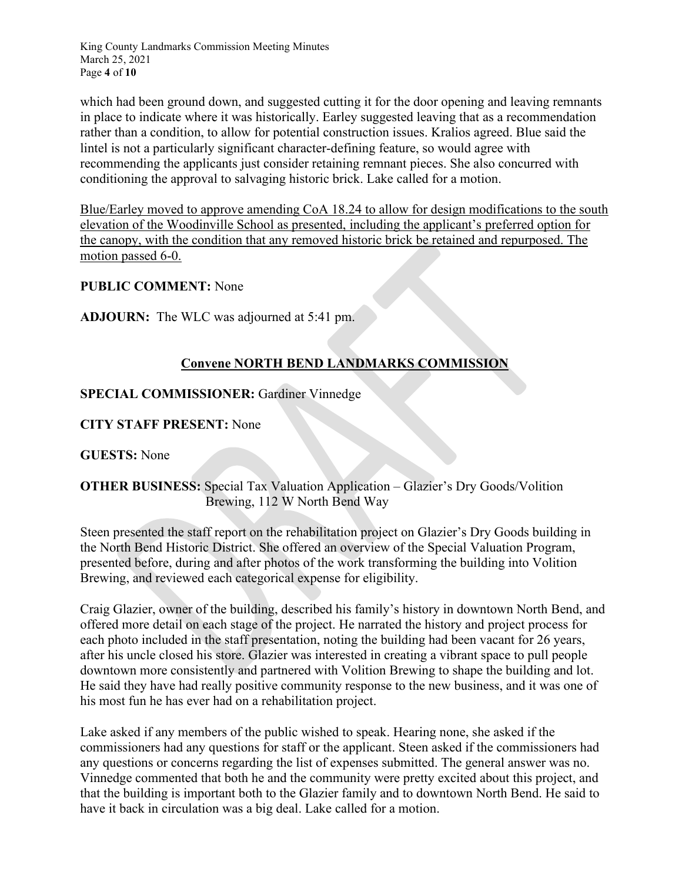which had been ground down, and suggested cutting it for the door opening and leaving remnants in place to indicate where it was historically. Earley suggested leaving that as a recommendation rather than a condition, to allow for potential construction issues. Kralios agreed. Blue said the lintel is not a particularly significant character-defining feature, so would agree with recommending the applicants just consider retaining remnant pieces. She also concurred with conditioning the approval to salvaging historic brick. Lake called for a motion.

<u>Blue/Earley moved to approve amending CoA 18.24 to allow for design modifications to the south elevation of the Woodinville School as presented, including the applicant's preferred option for the canopy, with the condition that any removed historic brick be retained and repurposed. The motion passed 6-0.</u>

**PUBLIC COMMENT:** None

**ADJOURN:** The WLC was adjourned at 5:41 pm.

## <u>Convene NORTH BEND LANDMARKS COMMISSION</u>

**SPECIAL COMMISSIONER:** Gardiner Vinnedge

**CITY STAFF PRESENT:** None

**GUESTS:** None

**OTHER BUSINESS:** Special Tax Valuation Application – Glazier's Dry Goods/Volition Brewing, 112 W North Bend Way

Steen presented the staff report on the rehabilitation project on Glazier's Dry Goods building in the North Bend Historic District. She offered an overview of the Special Valuation Program, presented before, during and after photos of the work transforming the building into Volition Brewing, and reviewed each categorical expense for eligibility.

Craig Glazier, owner of the building, described his family's history in downtown North Bend, and offered more detail on each stage of the project. He narrated the history and project process for each photo included in the staff presentation, noting the building had been vacant for 26 years, after his uncle closed his store. Glazier was interested in creating a vibrant space to pull people downtown more consistently and partnered with Volition Brewing to shape the building and lot. He said they have had really positive community response to the new business, and it was one of his most fun he has ever had on a rehabilitation project.

Lake asked if any members of the public wished to speak. Hearing none, she asked if the commissioners had any questions for staff or the applicant. Steen asked if the commissioners had any questions or concerns regarding the list of expenses submitted. The general answer was no. Vinnedge commented that both he and the community were pretty excited about this project, and that the building is important both to the Glazier family and to downtown North Bend. He said to have it back in circulation was a big deal. Lake called for a motion.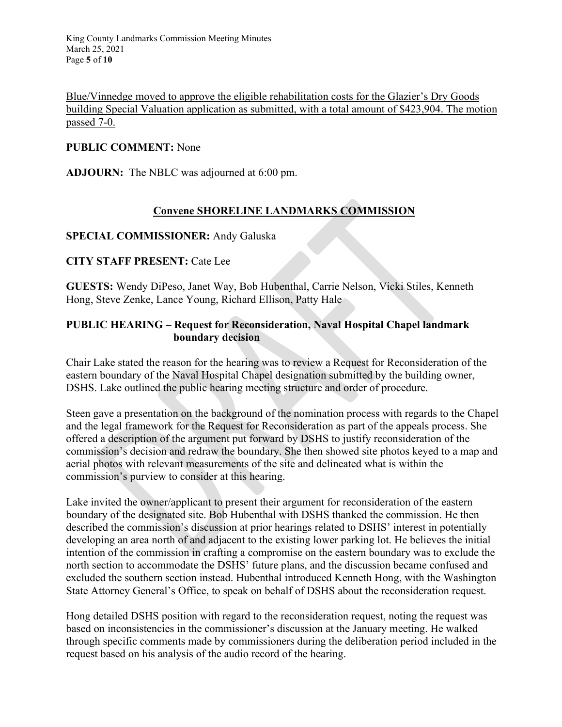<u>Blue/Vinnedge moved to approve the eligible rehabilitation costs for the Glazier's Dry Goods building Special Valuation application as submitted, with a total amount of $423,904. The motion passed 7-0.</u>

**PUBLIC COMMENT:** None

**ADJOURN:** The NBLC was adjourned at 6:00 pm.

## <u>Convene SHORELINE LANDMARKS COMMISSION</u>

**SPECIAL COMMISSIONER:** Andy Galuska

**CITY STAFF PRESENT:** Cate Lee

**GUESTS:** Wendy DiPeso, Janet Way, Bob Hubenthal, Carrie Nelson, Vicki Stiles, Kenneth Hong, Steve Zenke, Lance Young, Richard Ellison, Patty Hale

**PUBLIC HEARING – Request for Reconsideration, Naval Hospital Chapel landmark boundary decision**

Chair Lake stated the reason for the hearing was to review a Request for Reconsideration of the eastern boundary of the Naval Hospital Chapel designation submitted by the building owner, DSHS. Lake outlined the public hearing meeting structure and order of procedure.

Steen gave a presentation on the background of the nomination process with regards to the Chapel and the legal framework for the Request for Reconsideration as part of the appeals process. She offered a description of the argument put forward by DSHS to justify reconsideration of the commission's decision and redraw the boundary. She then showed site photos keyed to a map and aerial photos with relevant measurements of the site and delineated what is within the commission's purview to consider at this hearing.

Lake invited the owner/applicant to present their argument for reconsideration of the eastern boundary of the designated site. Bob Hubenthal with DSHS thanked the commission. He then described the commission's discussion at prior hearings related to DSHS' interest in potentially developing an area north of and adjacent to the existing lower parking lot. He believes the initial intention of the commission in crafting a compromise on the eastern boundary was to exclude the north section to accommodate the DSHS' future plans, and the discussion became confused and excluded the southern section instead. Hubenthal introduced Kenneth Hong, with the Washington State Attorney General's Office, to speak on behalf of DSHS about the reconsideration request.

Hong detailed DSHS position with regard to the reconsideration request, noting the request was based on inconsistencies in the commissioner's discussion at the January meeting. He walked through specific comments made by commissioners during the deliberation period included in the request based on his analysis of the audio record of the hearing.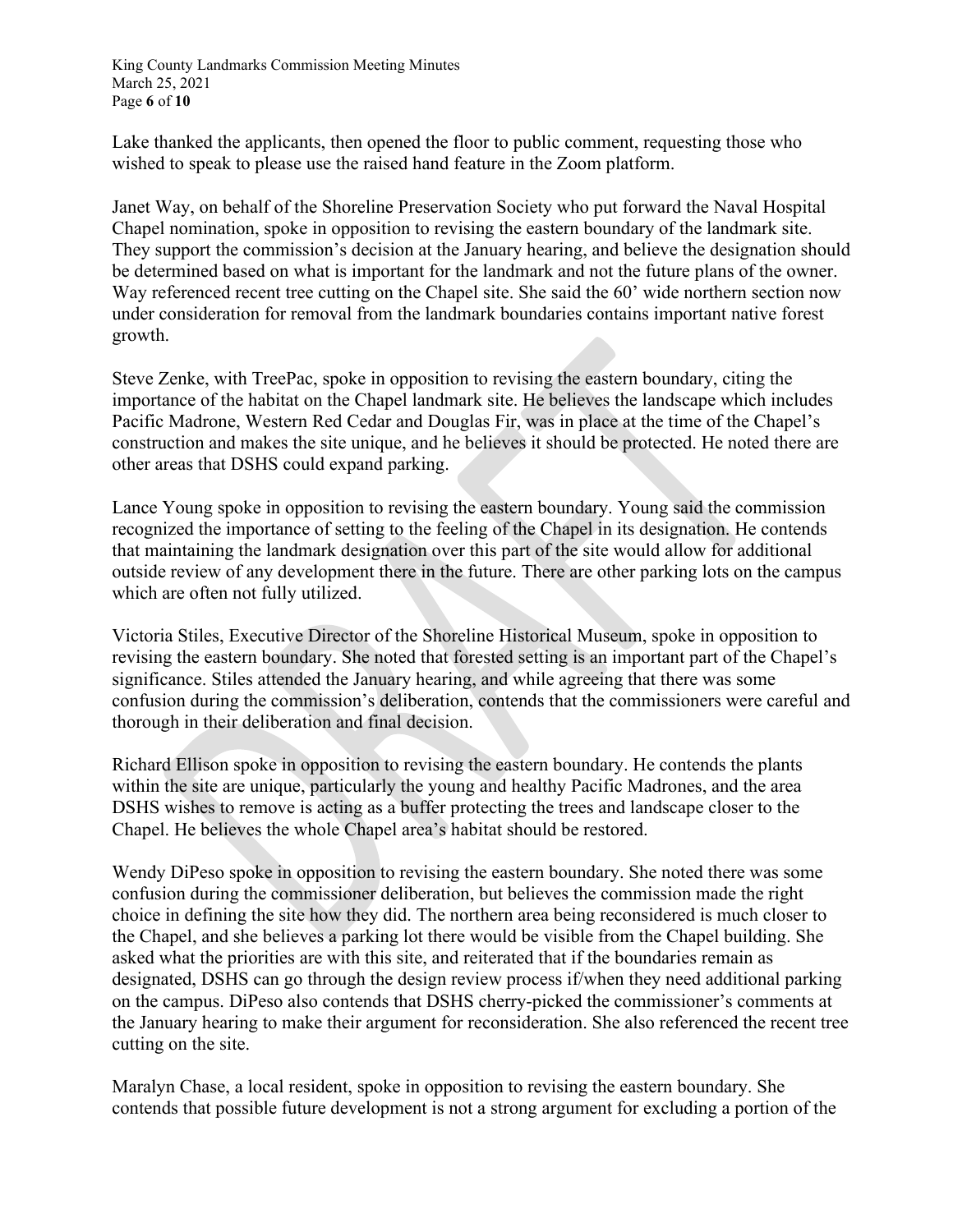Lake thanked the applicants, then opened the floor to public comment, requesting those who wished to speak to please use the raised hand feature in the Zoom platform.

Janet Way, on behalf of the Shoreline Preservation Society who put forward the Naval Hospital Chapel nomination, spoke in opposition to revising the eastern boundary of the landmark site. They support the commission's decision at the January hearing, and believe the designation should be determined based on what is important for the landmark and not the future plans of the owner. Way referenced recent tree cutting on the Chapel site. She said the 60' wide northern section now under consideration for removal from the landmark boundaries contains important native forest growth.

Steve Zenke, with TreePac, spoke in opposition to revising the eastern boundary, citing the importance of the habitat on the Chapel landmark site. He believes the landscape which includes Pacific Madrone, Western Red Cedar and Douglas Fir, was in place at the time of the Chapel's construction and makes the site unique, and he believes it should be protected. He noted there are other areas that DSHS could expand parking.

Lance Young spoke in opposition to revising the eastern boundary. Young said the commission recognized the importance of setting to the feeling of the Chapel in its designation. He contends that maintaining the landmark designation over this part of the site would allow for additional outside review of any development there in the future. There are other parking lots on the campus which are often not fully utilized.

Victoria Stiles, Executive Director of the Shoreline Historical Museum, spoke in opposition to revising the eastern boundary. She noted that forested setting is an important part of the Chapel's significance. Stiles attended the January hearing, and while agreeing that there was some confusion during the commission's deliberation, contends that the commissioners were careful and thorough in their deliberation and final decision.

Richard Ellison spoke in opposition to revising the eastern boundary. He contends the plants within the site are unique, particularly the young and healthy Pacific Madrones, and the area DSHS wishes to remove is acting as a buffer protecting the trees and landscape closer to the Chapel. He believes the whole Chapel area's habitat should be restored.

Wendy DiPeso spoke in opposition to revising the eastern boundary. She noted there was some confusion during the commissioner deliberation, but believes the commission made the right choice in defining the site how they did. The northern area being reconsidered is much closer to the Chapel, and she believes a parking lot there would be visible from the Chapel building. She asked what the priorities are with this site, and reiterated that if the boundaries remain as designated, DSHS can go through the design review process if/when they need additional parking on the campus. DiPeso also contends that DSHS cherry-picked the commissioner's comments at the January hearing to make their argument for reconsideration. She also referenced the recent tree cutting on the site.

Maralyn Chase, a local resident, spoke in opposition to revising the eastern boundary. She contends that possible future development is not a strong argument for excluding a portion of the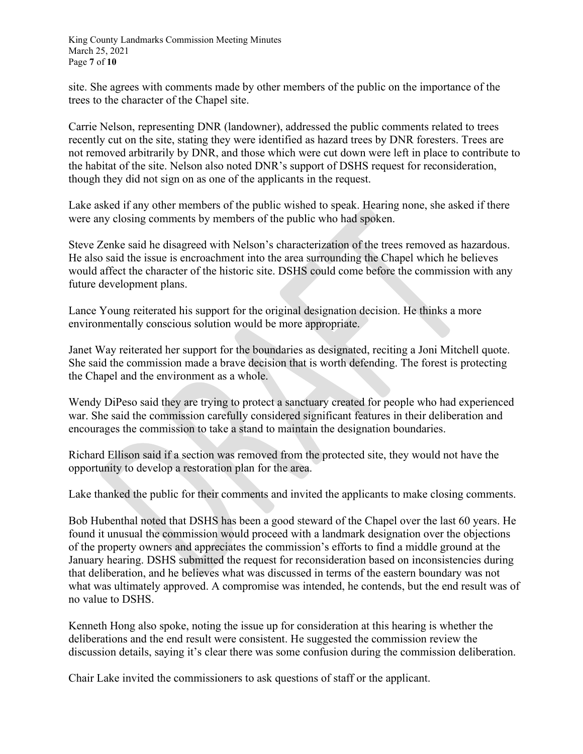site. She agrees with comments made by other members of the public on the importance of the trees to the character of the Chapel site.

Carrie Nelson, representing DNR (landowner), addressed the public comments related to trees recently cut on the site, stating they were identified as hazard trees by DNR foresters. Trees are not removed arbitrarily by DNR, and those which were cut down were left in place to contribute to the habitat of the site. Nelson also noted DNR's support of DSHS request for reconsideration, though they did not sign on as one of the applicants in the request.

Lake asked if any other members of the public wished to speak. Hearing none, she asked if there were any closing comments by members of the public who had spoken.

Steve Zenke said he disagreed with Nelson's characterization of the trees removed as hazardous. He also said the issue is encroachment into the area surrounding the Chapel which he believes would affect the character of the historic site. DSHS could come before the commission with any future development plans.

Lance Young reiterated his support for the original designation decision. He thinks a more environmentally conscious solution would be more appropriate.

Janet Way reiterated her support for the boundaries as designated, reciting a Joni Mitchell quote. She said the commission made a brave decision that is worth defending. The forest is protecting the Chapel and the environment as a whole.

Wendy DiPeso said they are trying to protect a sanctuary created for people who had experienced war. She said the commission carefully considered significant features in their deliberation and encourages the commission to take a stand to maintain the designation boundaries.

Richard Ellison said if a section was removed from the protected site, they would not have the opportunity to develop a restoration plan for the area.

Lake thanked the public for their comments and invited the applicants to make closing comments.

Bob Hubenthal noted that DSHS has been a good steward of the Chapel over the last 60 years. He found it unusual the commission would proceed with a landmark designation over the objections of the property owners and appreciates the commission's efforts to find a middle ground at the January hearing. DSHS submitted the request for reconsideration based on inconsistencies during that deliberation, and he believes what was discussed in terms of the eastern boundary was not what was ultimately approved. A compromise was intended, he contends, but the end result was of no value to DSHS.

Kenneth Hong also spoke, noting the issue up for consideration at this hearing is whether the deliberations and the end result were consistent. He suggested the commission review the discussion details, saying it's clear there was some confusion during the commission deliberation.

Chair Lake invited the commissioners to ask questions of staff or the applicant.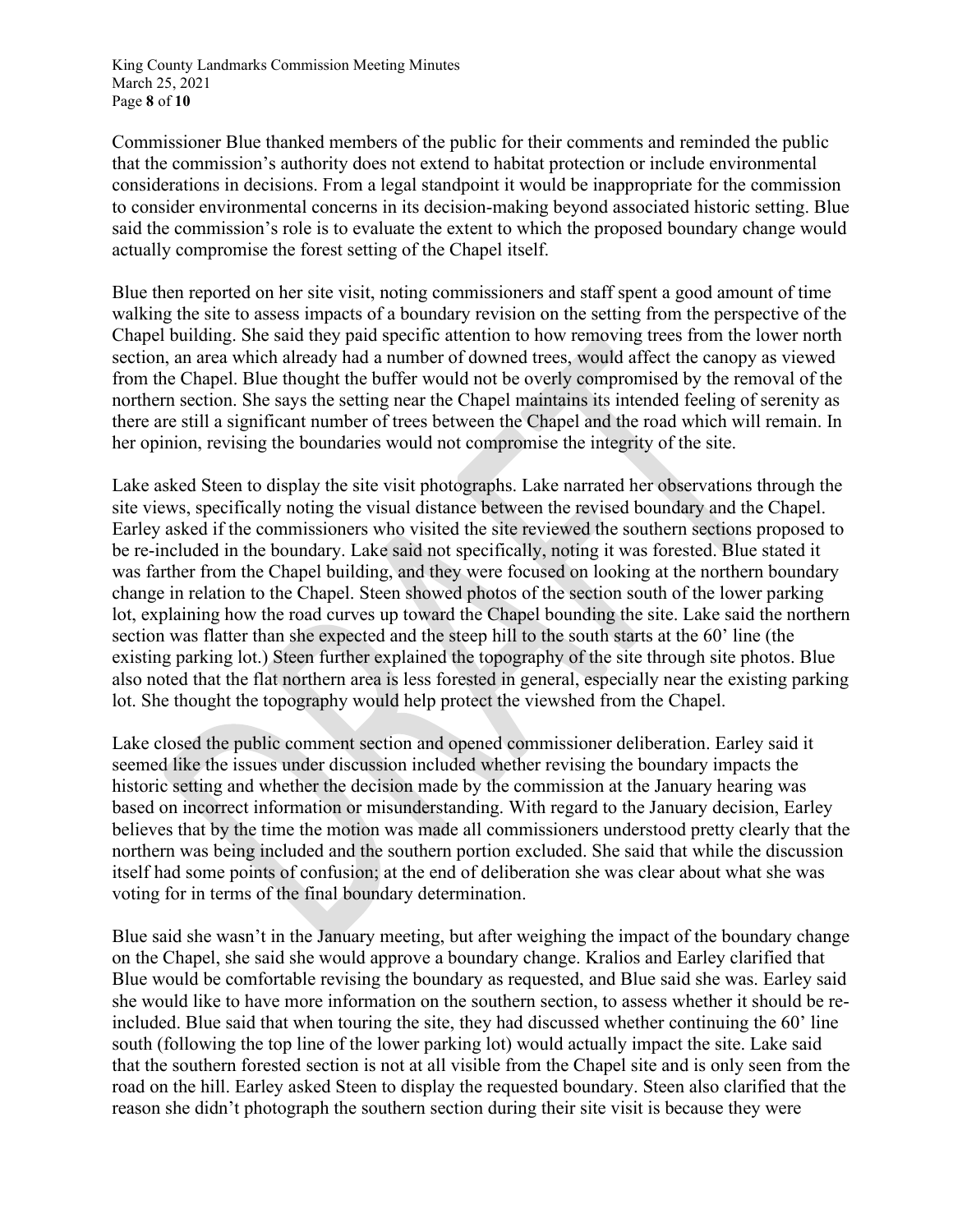Commissioner Blue thanked members of the public for their comments and reminded the public that the commission's authority does not extend to habitat protection or include environmental considerations in decisions. From a legal standpoint it would be inappropriate for the commission to consider environmental concerns in its decision-making beyond associated historic setting. Blue said the commission's role is to evaluate the extent to which the proposed boundary change would actually compromise the forest setting of the Chapel itself.

Blue then reported on her site visit, noting commissioners and staff spent a good amount of time walking the site to assess impacts of a boundary revision on the setting from the perspective of the Chapel building. She said they paid specific attention to how removing trees from the lower north section, an area which already had a number of downed trees, would affect the canopy as viewed from the Chapel. Blue thought the buffer would not be overly compromised by the removal of the northern section. She says the setting near the Chapel maintains its intended feeling of serenity as there are still a significant number of trees between the Chapel and the road which will remain. In her opinion, revising the boundaries would not compromise the integrity of the site.

Lake asked Steen to display the site visit photographs. Lake narrated her observations through the site views, specifically noting the visual distance between the revised boundary and the Chapel. Earley asked if the commissioners who visited the site reviewed the southern sections proposed to be re-included in the boundary. Lake said not specifically, noting it was forested. Blue stated it was farther from the Chapel building, and they were focused on looking at the northern boundary change in relation to the Chapel. Steen showed photos of the section south of the lower parking lot, explaining how the road curves up toward the Chapel bounding the site. Lake said the northern section was flatter than she expected and the steep hill to the south starts at the 60' line (the existing parking lot.) Steen further explained the topography of the site through site photos. Blue also noted that the flat northern area is less forested in general, especially near the existing parking lot. She thought the topography would help protect the viewshed from the Chapel.

Lake closed the public comment section and opened commissioner deliberation. Earley said it seemed like the issues under discussion included whether revising the boundary impacts the historic setting and whether the decision made by the commission at the January hearing was based on incorrect information or misunderstanding. With regard to the January decision, Earley believes that by the time the motion was made all commissioners understood pretty clearly that the northern was being included and the southern portion excluded. She said that while the discussion itself had some points of confusion; at the end of deliberation she was clear about what she was voting for in terms of the final boundary determination.

Blue said she wasn't in the January meeting, but after weighing the impact of the boundary change on the Chapel, she said she would approve a boundary change. Kralios and Earley clarified that Blue would be comfortable revising the boundary as requested, and Blue said she was. Earley said she would like to have more information on the southern section, to assess whether it should be re-included. Blue said that when touring the site, they had discussed whether continuing the 60' line south (following the top line of the lower parking lot) would actually impact the site. Lake said that the southern forested section is not at all visible from the Chapel site and is only seen from the road on the hill. Earley asked Steen to display the requested boundary. Steen also clarified that the reason she didn't photograph the southern section during their site visit is because they were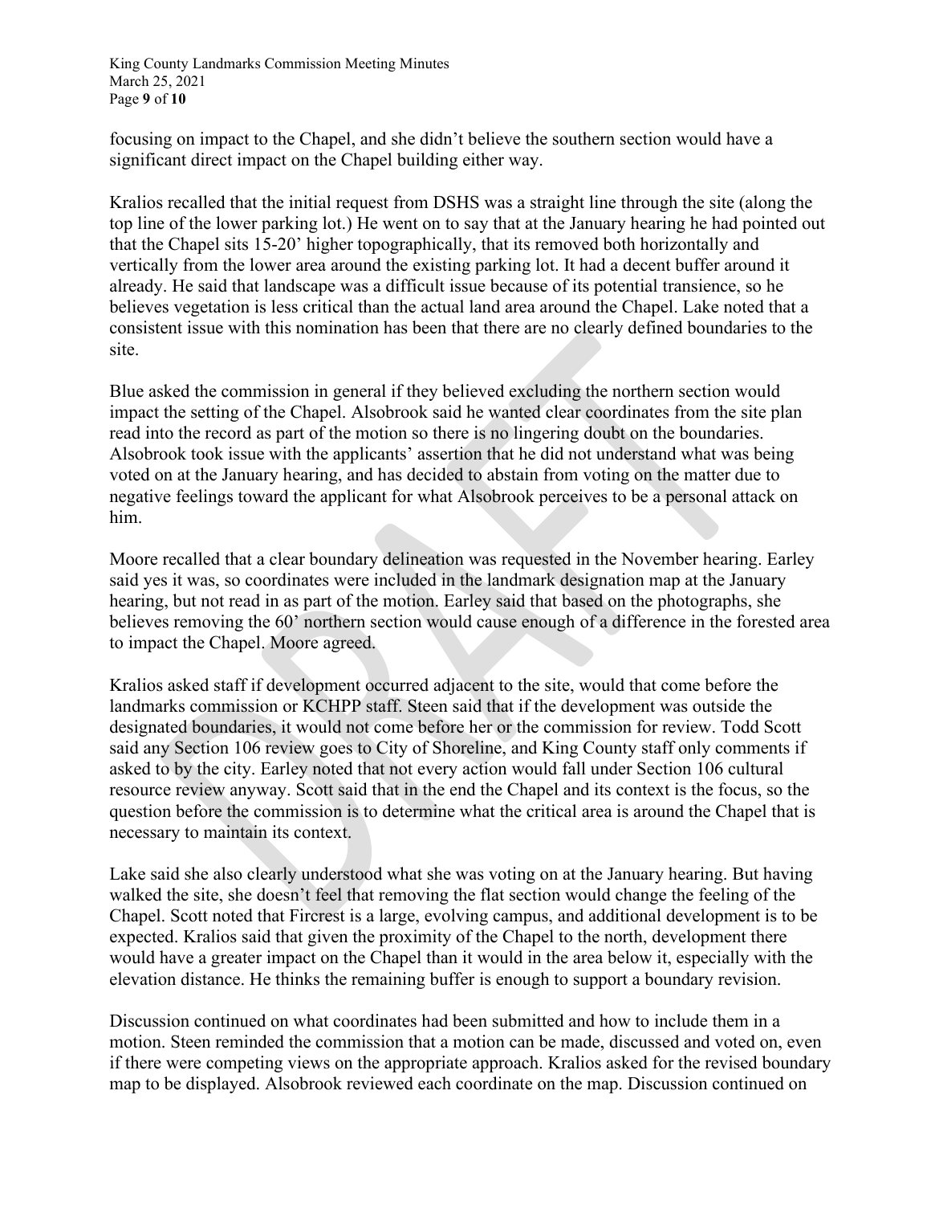focusing on impact to the Chapel, and she didn't believe the southern section would have a significant direct impact on the Chapel building either way.

Kralios recalled that the initial request from DSHS was a straight line through the site (along the top line of the lower parking lot.) He went on to say that at the January hearing he had pointed out that the Chapel sits 15-20' higher topographically, that its removed both horizontally and vertically from the lower area around the existing parking lot. It had a decent buffer around it already. He said that landscape was a difficult issue because of its potential transience, so he believes vegetation is less critical than the actual land area around the Chapel. Lake noted that a consistent issue with this nomination has been that there are no clearly defined boundaries to the site.

Blue asked the commission in general if they believed excluding the northern section would impact the setting of the Chapel. Alsobrook said he wanted clear coordinates from the site plan read into the record as part of the motion so there is no lingering doubt on the boundaries. Alsobrook took issue with the applicants' assertion that he did not understand what was being voted on at the January hearing, and has decided to abstain from voting on the matter due to negative feelings toward the applicant for what Alsobrook perceives to be a personal attack on him.

Moore recalled that a clear boundary delineation was requested in the November hearing. Earley said yes it was, so coordinates were included in the landmark designation map at the January hearing, but not read in as part of the motion. Earley said that based on the photographs, she believes removing the 60' northern section would cause enough of a difference in the forested area to impact the Chapel. Moore agreed.

Kralios asked staff if development occurred adjacent to the site, would that come before the landmarks commission or KCHPP staff. Steen said that if the development was outside the designated boundaries, it would not come before her or the commission for review. Todd Scott said any Section 106 review goes to City of Shoreline, and King County staff only comments if asked to by the city. Earley noted that not every action would fall under Section 106 cultural resource review anyway. Scott said that in the end the Chapel and its context is the focus, so the question before the commission is to determine what the critical area is around the Chapel that is necessary to maintain its context.

Lake said she also clearly understood what she was voting on at the January hearing. But having walked the site, she doesn't feel that removing the flat section would change the feeling of the Chapel. Scott noted that Fircrest is a large, evolving campus, and additional development is to be expected. Kralios said that given the proximity of the Chapel to the north, development there would have a greater impact on the Chapel than it would in the area below it, especially with the elevation distance. He thinks the remaining buffer is enough to support a boundary revision.

Discussion continued on what coordinates had been submitted and how to include them in a motion. Steen reminded the commission that a motion can be made, discussed and voted on, even if there were competing views on the appropriate approach. Kralios asked for the revised boundary map to be displayed. Alsobrook reviewed each coordinate on the map. Discussion continued on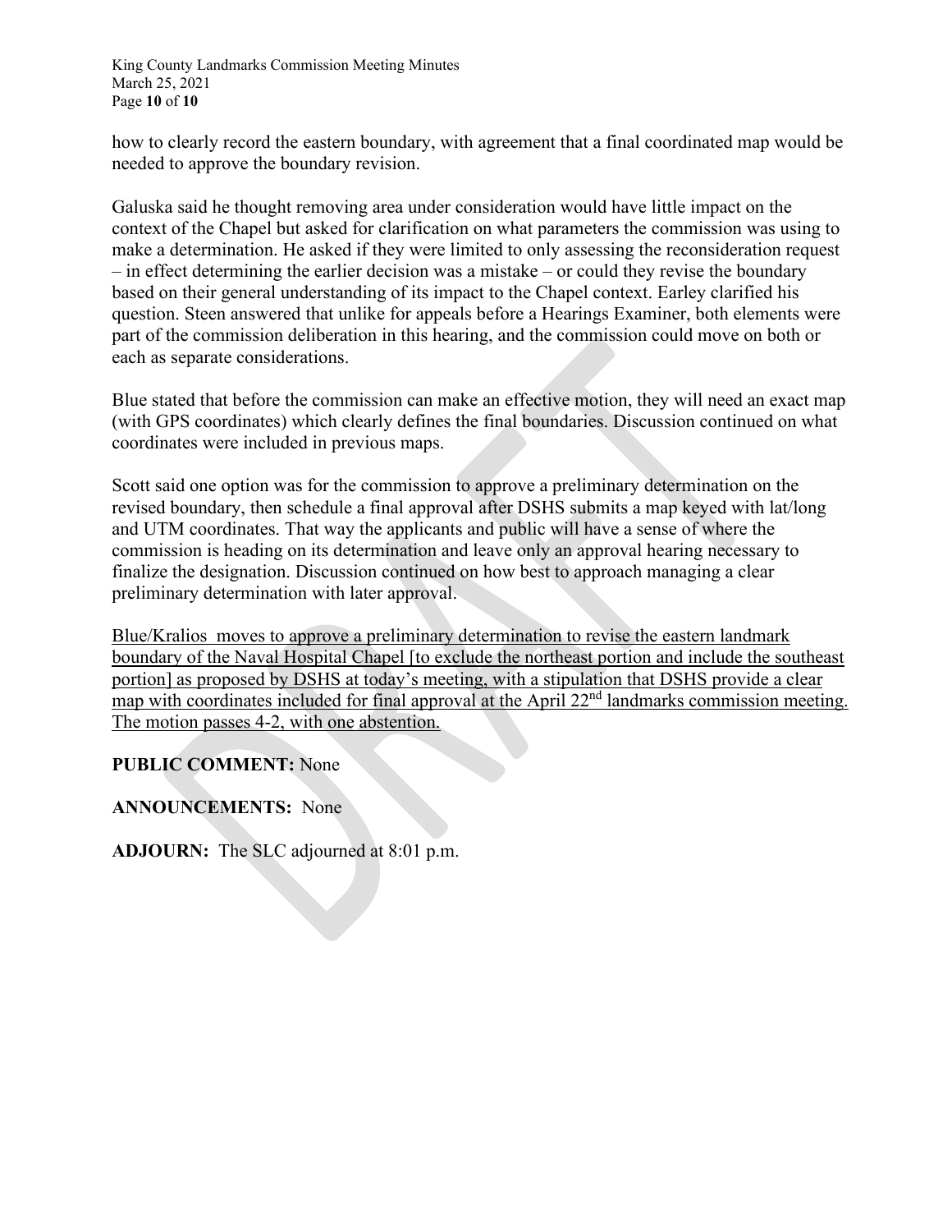how to clearly record the eastern boundary, with agreement that a final coordinated map would be needed to approve the boundary revision.

Galuska said he thought removing area under consideration would have little impact on the context of the Chapel but asked for clarification on what parameters the commission was using to make a determination. He asked if they were limited to only assessing the reconsideration request – in effect determining the earlier decision was a mistake – or could they revise the boundary based on their general understanding of its impact to the Chapel context. Earley clarified his question. Steen answered that unlike for appeals before a Hearings Examiner, both elements were part of the commission deliberation in this hearing, and the commission could move on both or each as separate considerations.

Blue stated that before the commission can make an effective motion, they will need an exact map (with GPS coordinates) which clearly defines the final boundaries. Discussion continued on what coordinates were included in previous maps.

Scott said one option was for the commission to approve a preliminary determination on the revised boundary, then schedule a final approval after DSHS submits a map keyed with lat/long and UTM coordinates. That way the applicants and public will have a sense of where the commission is heading on its determination and leave only an approval hearing necessary to finalize the designation. Discussion continued on how best to approach managing a clear preliminary determination with later approval.

<u>Blue/Kralios moves to approve a preliminary determination to revise the eastern landmark boundary of the Naval Hospital Chapel [to exclude the northeast portion and include the southeast portion] as proposed by DSHS at today's meeting, with a stipulation that DSHS provide a clear map with coordinates included for final approval at the April 22nd landmarks commission meeting. The motion passes 4-2, with one abstention.</u>

**PUBLIC COMMENT:** None

**ANNOUNCEMENTS:** None

**ADJOURN:** The SLC adjourned at 8:01 p.m.